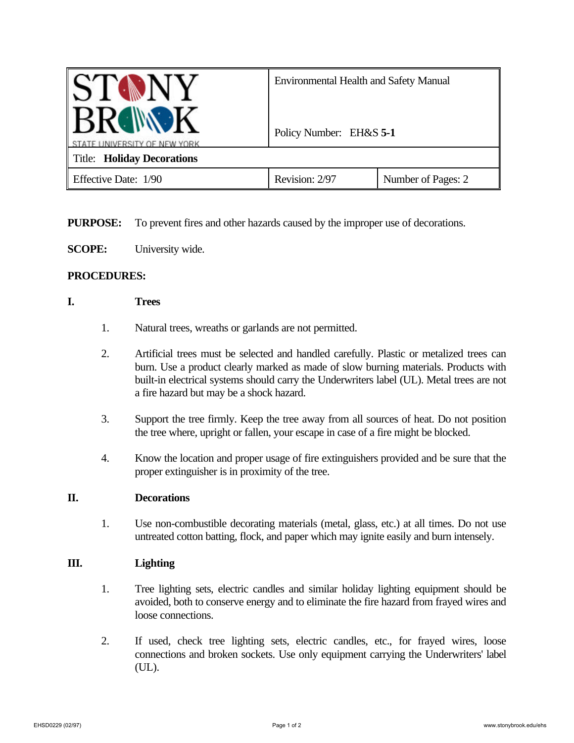| STONY BROOK STATE UNIVERSITY OF NEW YORK | Environmental Health and Safety Manual<br><br>Policy Number: EH&S **5-1** | |
|---|---|---|
| Title: **Holiday Decorations** | | |
| Effective Date: 1/90 | Revision: 2/97 | Number of Pages: 2 |

**PURPOSE:** To prevent fires and other hazards caused by the improper use of decorations.

**SCOPE:** University wide.

**PROCEDURES:**

## I. Trees

1. Natural trees, wreaths or garlands are not permitted.

2. Artificial trees must be selected and handled carefully. Plastic or metalized trees can burn. Use a product clearly marked as made of slow burning materials. Products with built-in electrical systems should carry the Underwriters label (UL). Metal trees are not a fire hazard but may be a shock hazard.

3. Support the tree firmly. Keep the tree away from all sources of heat. Do not position the tree where, upright or fallen, your escape in case of a fire might be blocked.

4. Know the location and proper usage of fire extinguishers provided and be sure that the proper extinguisher is in proximity of the tree.

## II. Decorations

1. Use non-combustible decorating materials (metal, glass, etc.) at all times. Do not use untreated cotton batting, flock, and paper which may ignite easily and burn intensely.

## III. Lighting

1. Tree lighting sets, electric candles and similar holiday lighting equipment should be avoided, both to conserve energy and to eliminate the fire hazard from frayed wires and loose connections.

2. If used, check tree lighting sets, electric candles, etc., for frayed wires, loose connections and broken sockets. Use only equipment carrying the Underwriters' label (UL).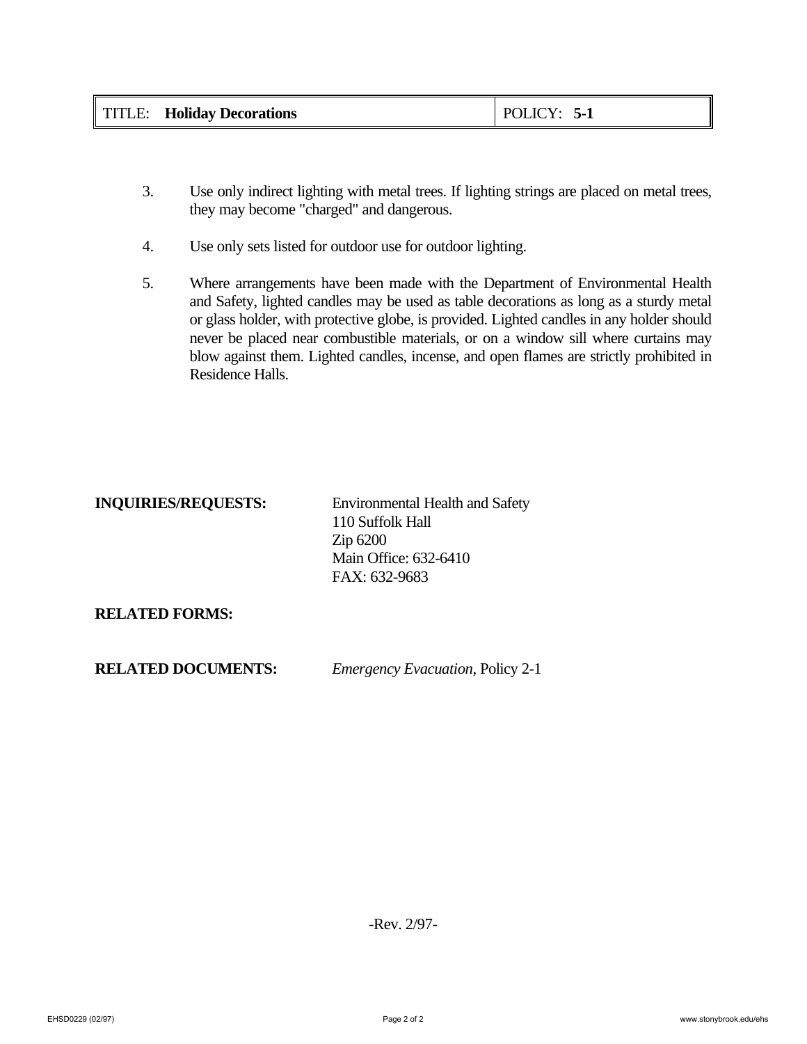| TITLE: **Holiday Decorations** | POLICY: **5-1** |
| --- | --- |

3. Use only indirect lighting with metal trees. If lighting strings are placed on metal trees, they may become "charged" and dangerous.

4. Use only sets listed for outdoor use for outdoor lighting.

5. Where arrangements have been made with the Department of Environmental Health and Safety, lighted candles may be used as table decorations as long as a sturdy metal or glass holder, with protective globe, is provided. Lighted candles in any holder should never be placed near combustible materials, or on a window sill where curtains may blow against them. Lighted candles, incense, and open flames are strictly prohibited in Residence Halls.

**INQUIRIES/REQUESTS:** Environmental Health and Safety
110 Suffolk Hall
Zip 6200
Main Office: 632-6410
FAX: 632-9683

**RELATED FORMS:**

**RELATED DOCUMENTS:** *Emergency Evacuation*, Policy 2-1

-Rev. 2/97-